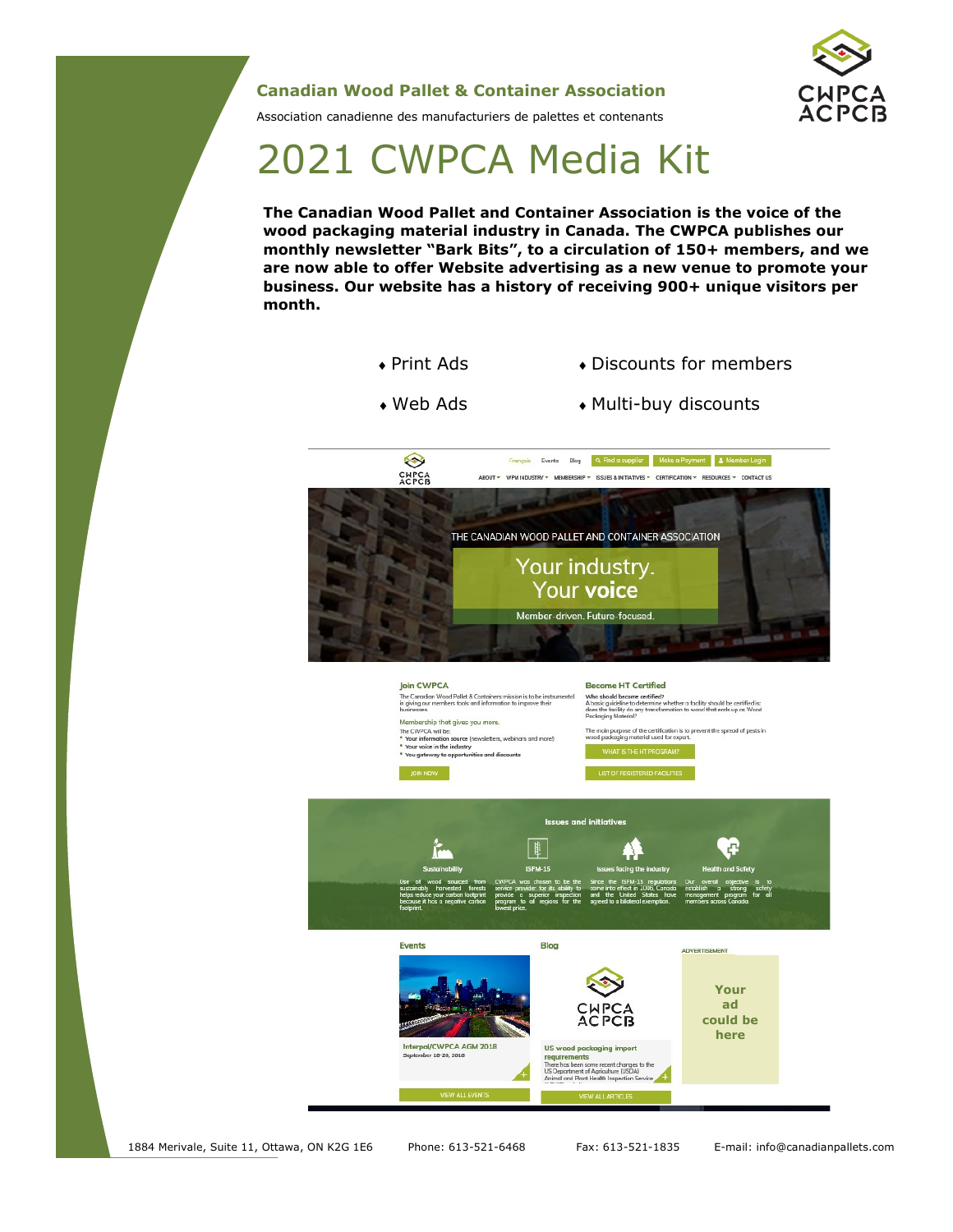**Canadian Wood Pallet & Container Association**

Association canadienne des manufacturiers de palettes et contenants

# 2021 CWPCA Media Kit

**The Canadian Wood Pallet and Container Association is the voice of the wood packaging material industry in Canada. The CWPCA publishes our monthly newsletter "Bark Bits", to a circulation of 150+ members, and we are now able to offer Website advertising as a new venue to promote your business. Our website has a history of receiving 900+ unique visitors per month.**

- Print Ads
- Web Ads
- Discounts for members
- Multi-buy discounts

1884 Merivale, Suite 11, Ottawa, ON K2G 1E6   Phone: 613-521-6468   Fax: 613-521-1835   E-mail: info@canadianpallets.com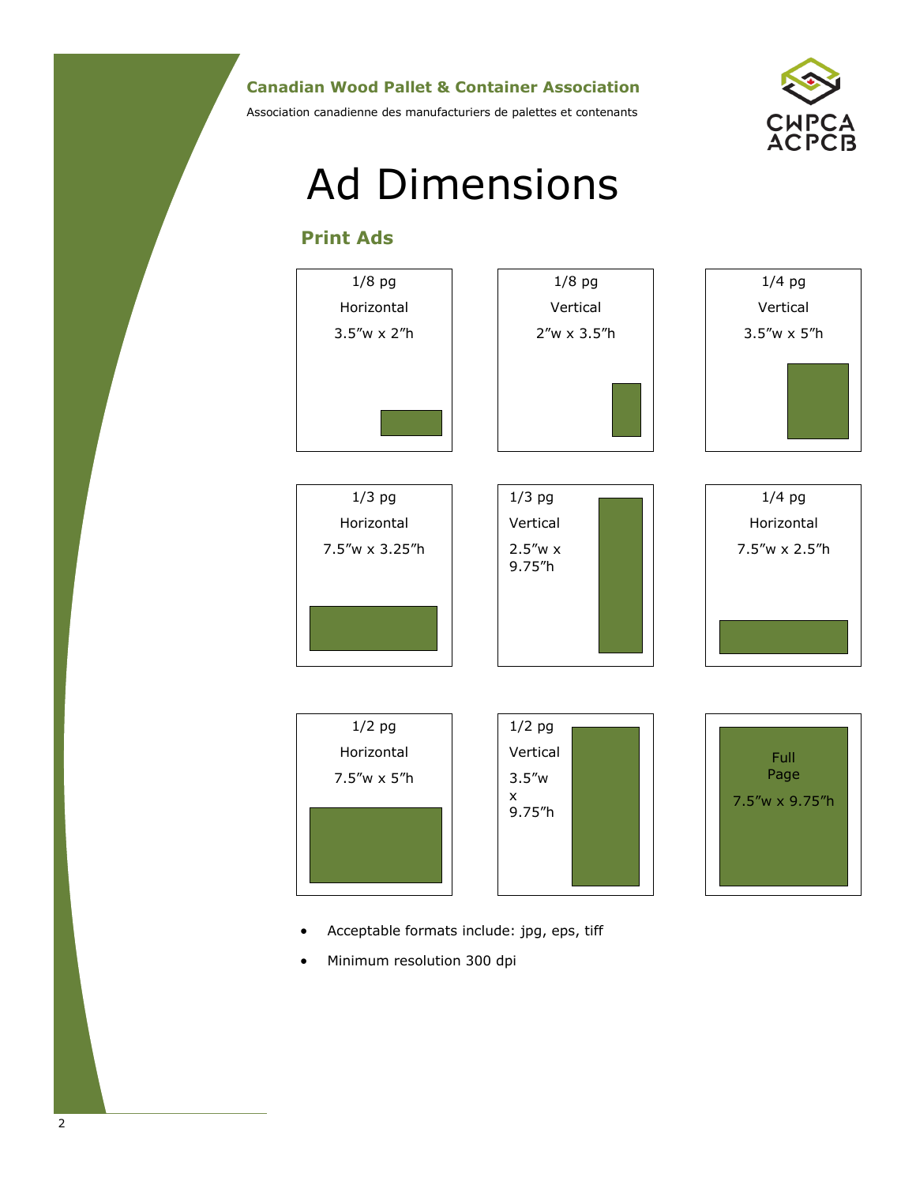**Canadian Wood Pallet & Container Association**

Association canadienne des manufacturiers de palettes et contenants

# Ad Dimensions

## Print Ads

1/8 pg
Horizontal
3.5″w x 2″h

1/8 pg
Vertical
2″w x 3.5″h

1/4 pg
Vertical
3.5″w x 5″h

1/3 pg
Horizontal
7.5″w x 3.25″h

1/3 pg
Vertical
2.5″w x 9.75″h

1/4 pg
Horizontal
7.5″w x 2.5″h

1/2 pg
Horizontal
7.5″w x 5″h

1/2 pg
Vertical
3.5″w x 9.75″h

Full Page
7.5″w x 9.75″h

- Acceptable formats include: jpg, eps, tiff
- Minimum resolution 300 dpi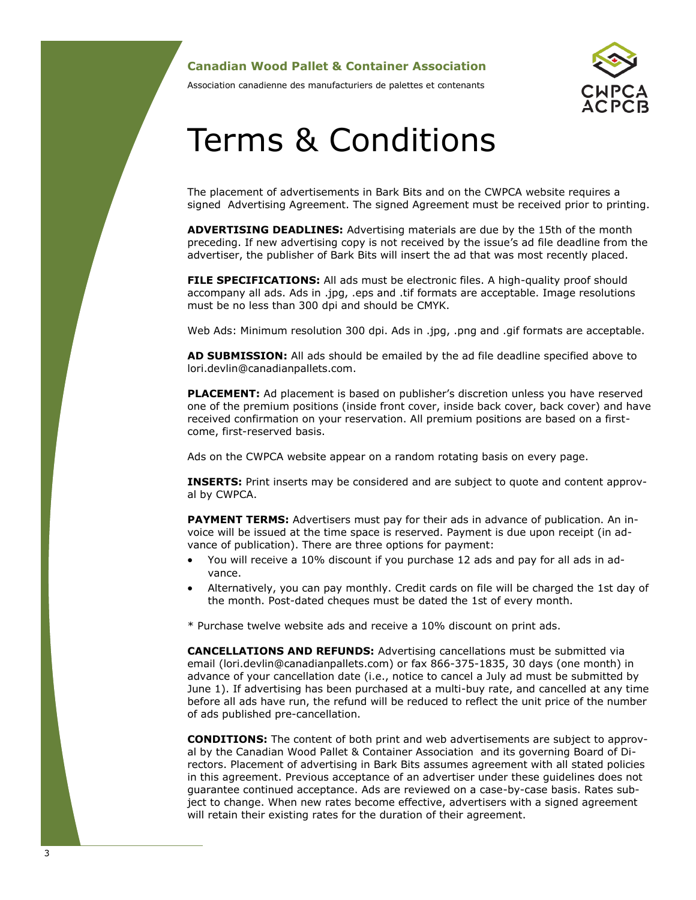**Canadian Wood Pallet & Container Association**

Association canadienne des manufacturiers de palettes et contenants

# Terms & Conditions

The placement of advertisements in Bark Bits and on the CWPCA website requires a signed Advertising Agreement. The signed Agreement must be received prior to printing.

**ADVERTISING DEADLINES:** Advertising materials are due by the 15th of the month preceding. If new advertising copy is not received by the issue's ad file deadline from the advertiser, the publisher of Bark Bits will insert the ad that was most recently placed.

**FILE SPECIFICATIONS:** All ads must be electronic files. A high-quality proof should accompany all ads. Ads in .jpg, .eps and .tif formats are acceptable. Image resolutions must be no less than 300 dpi and should be CMYK.

Web Ads: Minimum resolution 300 dpi. Ads in .jpg, .png and .gif formats are acceptable.

**AD SUBMISSION:** All ads should be emailed by the ad file deadline specified above to lori.devlin@canadianpallets.com.

**PLACEMENT:** Ad placement is based on publisher's discretion unless you have reserved one of the premium positions (inside front cover, inside back cover, back cover) and have received confirmation on your reservation. All premium positions are based on a first-come, first-reserved basis.

Ads on the CWPCA website appear on a random rotating basis on every page.

**INSERTS:** Print inserts may be considered and are subject to quote and content approval by CWPCA.

**PAYMENT TERMS:** Advertisers must pay for their ads in advance of publication. An invoice will be issued at the time space is reserved. Payment is due upon receipt (in advance of publication). There are three options for payment:

- You will receive a 10% discount if you purchase 12 ads and pay for all ads in advance.
- Alternatively, you can pay monthly. Credit cards on file will be charged the 1st day of the month. Post-dated cheques must be dated the 1st of every month.

* Purchase twelve website ads and receive a 10% discount on print ads.

**CANCELLATIONS AND REFUNDS:** Advertising cancellations must be submitted via email (lori.devlin@canadianpallets.com) or fax 866-375-1835, 30 days (one month) in advance of your cancellation date (i.e., notice to cancel a July ad must be submitted by June 1). If advertising has been purchased at a multi-buy rate, and cancelled at any time before all ads have run, the refund will be reduced to reflect the unit price of the number of ads published pre-cancellation.

**CONDITIONS:** The content of both print and web advertisements are subject to approval by the Canadian Wood Pallet & Container Association and its governing Board of Directors. Placement of advertising in Bark Bits assumes agreement with all stated policies in this agreement. Previous acceptance of an advertiser under these guidelines does not guarantee continued acceptance. Ads are reviewed on a case-by-case basis. Rates subject to change. When new rates become effective, advertisers with a signed agreement will retain their existing rates for the duration of their agreement.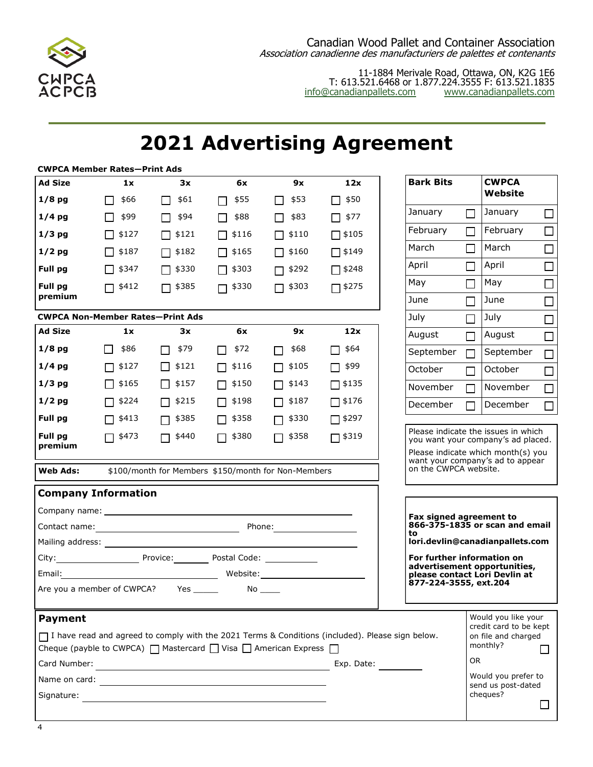Canadian Wood Pallet and Container Association
*Association canadienne des manufacturiers de palettes et contenants*

11-1884 Merivale Road, Ottawa, ON, K2G 1E6
T: 613.521.6468 or 1.877.224.3555 F: 613.521.1835
info@canadianpallets.com www.canadianpallets.com

# 2021 Advertising Agreement

**CWPCA Member Rates—Print Ads**

| Ad Size | 1x | 3x | 6x | 9x | 12x |
|---|---|---|---|---|---|
| **1/8 pg** | ☐ $66 | ☐ $61 | ☐ $55 | ☐ $53 | ☐ $50 |
| **1/4 pg** | ☐ $99 | ☐ $94 | ☐ $88 | ☐ $83 | ☐ $77 |
| **1/3 pg** | ☐ $127 | ☐ $121 | ☐ $116 | ☐ $110 | ☐ $105 |
| **1/2 pg** | ☐ $187 | ☐ $182 | ☐ $165 | ☐ $160 | ☐ $149 |
| **Full pg** | ☐ $347 | ☐ $330 | ☐ $303 | ☐ $292 | ☐ $248 |
| **Full pg premium** | ☐ $412 | ☐ $385 | ☐ $330 | ☐ $303 | ☐ $275 |

**CWPCA Non-Member Rates—Print Ads**

| Ad Size | 1x | 3x | 6x | 9x | 12x |
|---|---|---|---|---|---|
| **1/8 pg** | ☐ $86 | ☐ $79 | ☐ $72 | ☐ $68 | ☐ $64 |
| **1/4 pg** | ☐ $127 | ☐ $121 | ☐ $116 | ☐ $105 | ☐ $99 |
| **1/3 pg** | ☐ $165 | ☐ $157 | ☐ $150 | ☐ $143 | ☐ $135 |
| **1/2 pg** | ☐ $224 | ☐ $215 | ☐ $198 | ☐ $187 | ☐ $176 |
| **Full pg** | ☐ $413 | ☐ $385 | ☐ $358 | ☐ $330 | ☐ $297 |
| **Full pg premium** | ☐ $473 | ☐ $440 | ☐ $380 | ☐ $358 | ☐ $319 |

**Web Ads:** $100/month for Members $150/month for Non-Members

| Bark Bits | | CWPCA Website | |
|---|---|---|---|
| January | ☐ | January | ☐ |
| February | ☐ | February | ☐ |
| March | ☐ | March | ☐ |
| April | ☐ | April | ☐ |
| May | ☐ | May | ☐ |
| June | ☐ | June | ☐ |
| July | ☐ | July | ☐ |
| August | ☐ | August | ☐ |
| September | ☐ | September | ☐ |
| October | ☐ | October | ☐ |
| November | ☐ | November | ☐ |
| December | ☐ | December | ☐ |

Please indicate the issues in which you want your company's ad placed.

Please indicate which month(s) you want your company's ad to appear on the CWPCA website.

## Company Information

Company name: ______________________

Contact name: ______________________ Phone: ______________

Mailing address: ______________________

City: ______________ Provice: ________ Postal Code: ____________

Email: ______________________ Website: ______________________

Are you a member of CWPCA? Yes _____ No _____

**Fax signed agreement to 866-375-1835 or scan and email to lori.devlin@canadianpallets.com**

**For further information on advertisement opportunities, please contact Lori Devlin at 877-224-3555, ext.204**

## Payment

☐ I have read and agreed to comply with the 2021 Terms & Conditions (included). Please sign below.

Cheque (payable to CWPCA) ☐ Mastercard ☐ Visa ☐ American Express ☐

Card Number: ______________________ Exp. Date: __________

Name on card: ______________________

Signature: ______________________

Would you like your credit card to be kept on file and charged monthly? ☐

OR

Would you prefer to send us post-dated cheques? ☐